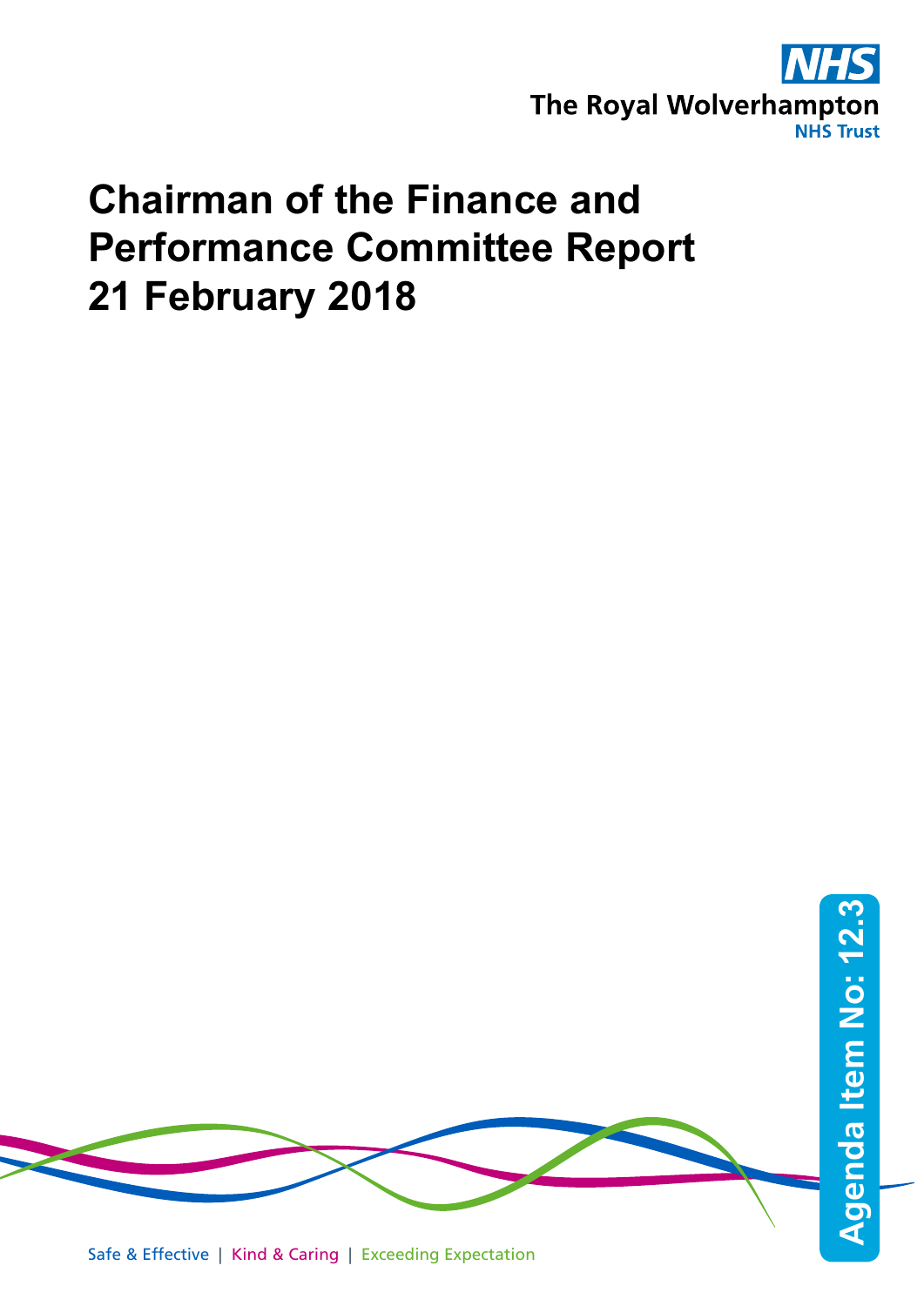The Royal Wolverhampton NHS Trust

# Chairman of the Finance and Performance Committee Report 21 February 2018

Agenda Item No: 12.3

Safe & Effective | Kind & Caring | Exceeding Expectation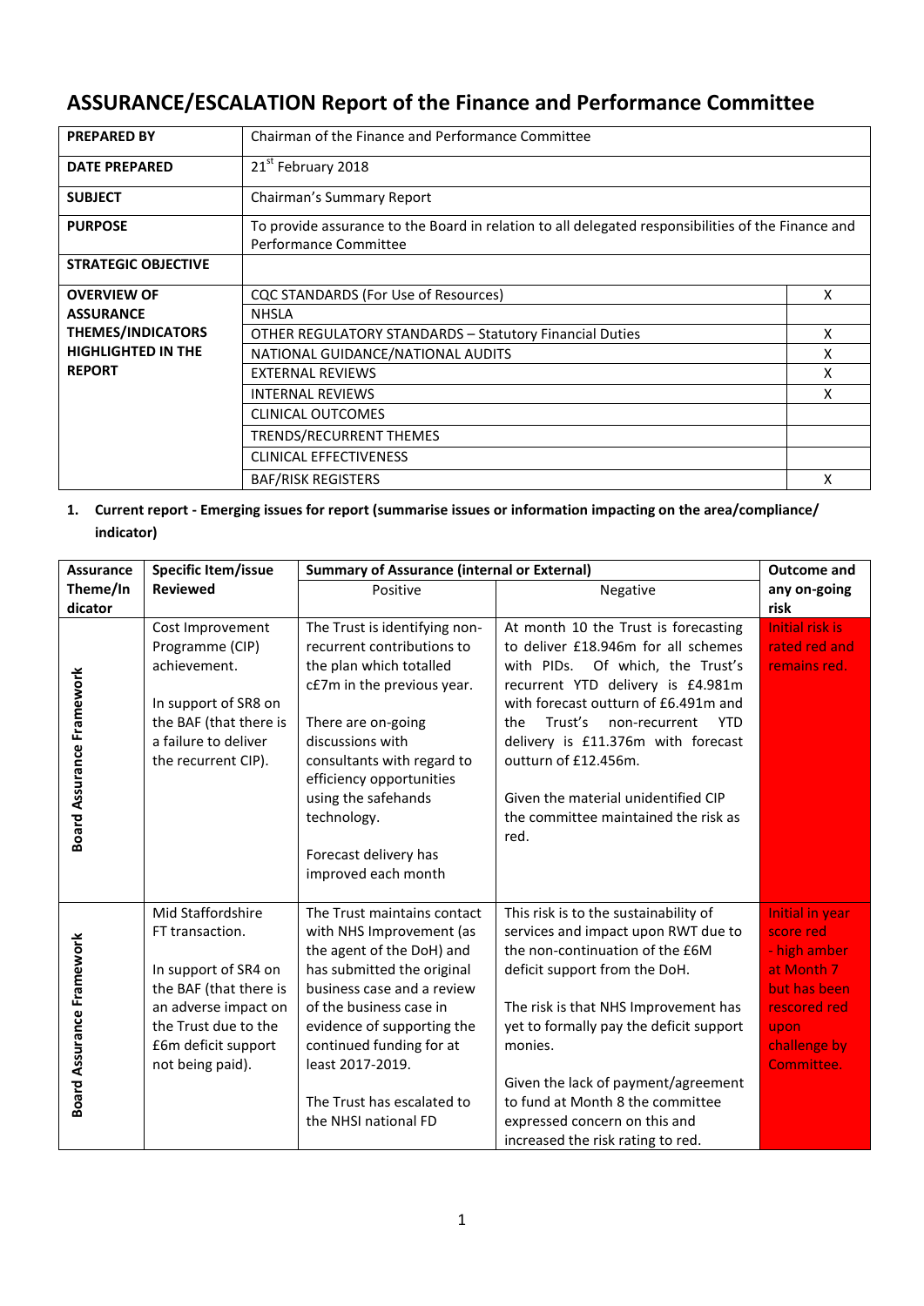# ASSURANCE/ESCALATION Report of the Finance and Performance Committee

| | | |
|---|---|---|
| **PREPARED BY** | Chairman of the Finance and Performance Committee | |
| **DATE PREPARED** | 21st February 2018 | |
| **SUBJECT** | Chairman's Summary Report | |
| **PURPOSE** | To provide assurance to the Board in relation to all delegated responsibilities of the Finance and Performance Committee | |
| **STRATEGIC OBJECTIVE** | | |
| **OVERVIEW OF ASSURANCE THEMES/INDICATORS HIGHLIGHTED IN THE REPORT** | CQC STANDARDS (For Use of Resources) | X |
| | NHSLA | |
| | OTHER REGULATORY STANDARDS – Statutory Financial Duties | X |
| | NATIONAL GUIDANCE/NATIONAL AUDITS | X |
| | EXTERNAL REVIEWS | X |
| | INTERNAL REVIEWS | X |
| | CLINICAL OUTCOMES | |
| | TRENDS/RECURRENT THEMES | |
| | CLINICAL EFFECTIVENESS | |
| | BAF/RISK REGISTERS | X |

**1. Current report - Emerging issues for report (summarise issues or information impacting on the area/compliance/ indicator)**

| Assurance Theme/Indicator | Specific Item/issue Reviewed | Summary of Assurance (internal or External) | | Outcome and any on-going risk |
|---|---|---|---|---|
| | | Positive | Negative | |
| Board Assurance Framework | Cost Improvement Programme (CIP) achievement.<br><br>In support of SR8 on the BAF (that there is a failure to deliver the recurrent CIP). | The Trust is identifying non-recurrent contributions to the plan which totalled c£7m in the previous year.<br><br>There are on-going discussions with consultants with regard to efficiency opportunities using the safehands technology.<br><br>Forecast delivery has improved each month | At month 10 the Trust is forecasting to deliver £18.946m for all schemes with PIDs. Of which, the Trust's recurrent YTD delivery is £4.981m with forecast outturn of £6.491m and the Trust's non-recurrent YTD delivery is £11.376m with forecast outturn of £12.456m.<br><br>Given the material unidentified CIP the committee maintained the risk as red. | Initial risk is rated red and remains red. |
| Board Assurance Framework | Mid Staffordshire FT transaction.<br><br>In support of SR4 on the BAF (that there is an adverse impact on the Trust due to the £6m deficit support not being paid). | The Trust maintains contact with NHS Improvement (as the agent of the DoH) and has submitted the original business case and a review of the business case in evidence of supporting the continued funding for at least 2017-2019.<br><br>The Trust has escalated to the NHSI national FD | This risk is to the sustainability of services and impact upon RWT due to the non-continuation of the £6M deficit support from the DoH.<br><br>The risk is that NHS Improvement has yet to formally pay the deficit support monies.<br><br>Given the lack of payment/agreement to fund at Month 8 the committee expressed concern on this and increased the risk rating to red. | Initial in year score red - high amber at Month 7 but has been rescored red upon challenge by Committee. |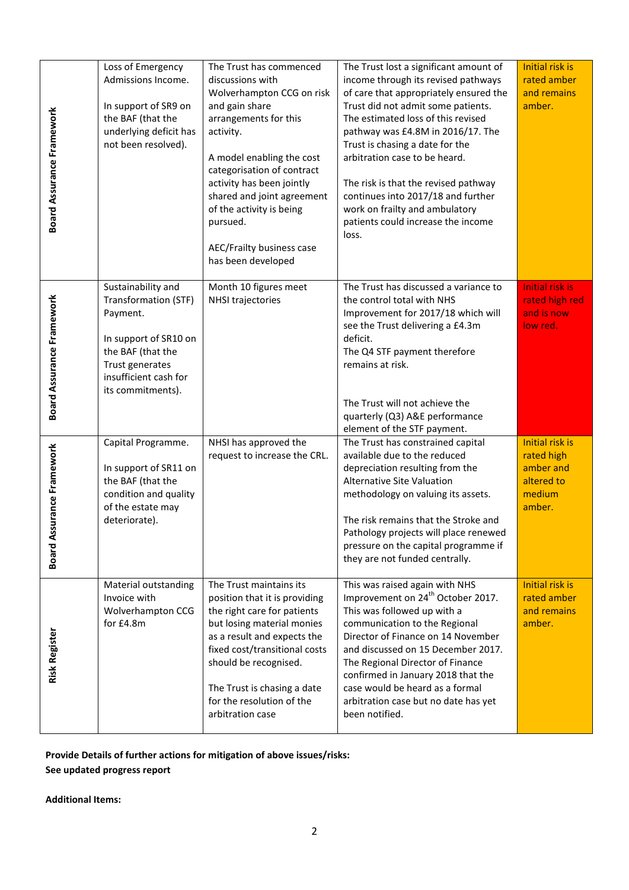| | | | | |
|---|---|---|---|---|
| Board Assurance Framework | Loss of Emergency Admissions Income.<br><br>In support of SR9 on the BAF (that the underlying deficit has not been resolved). | The Trust has commenced discussions with Wolverhampton CCG on risk and gain share arrangements for this activity.<br><br>A model enabling the cost categorisation of contract activity has been jointly shared and joint agreement of the activity is being pursued.<br><br>AEC/Frailty business case has been developed | The Trust lost a significant amount of income through its revised pathways of care that appropriately ensured the Trust did not admit some patients. The estimated loss of this revised pathway was £4.8M in 2016/17. The Trust is chasing a date for the arbitration case to be heard.<br><br>The risk is that the revised pathway continues into 2017/18 and further work on frailty and ambulatory patients could increase the income loss. | Initial risk is rated amber and remains amber. |
| Board Assurance Framework | Sustainability and Transformation (STF) Payment.<br><br>In support of SR10 on the BAF (that the Trust generates insufficient cash for its commitments). | Month 10 figures meet NHSI trajectories | The Trust has discussed a variance to the control total with NHS Improvement for 2017/18 which will see the Trust delivering a £4.3m deficit.<br>The Q4 STF payment therefore remains at risk.<br><br>The Trust will not achieve the quarterly (Q3) A&E performance element of the STF payment. | Initial risk is rated high red and is now low red. |
| Board Assurance Framework | Capital Programme.<br><br>In support of SR11 on the BAF (that the condition and quality of the estate may deteriorate). | NHSI has approved the request to increase the CRL. | The Trust has constrained capital available due to the reduced depreciation resulting from the Alternative Site Valuation methodology on valuing its assets.<br><br>The risk remains that the Stroke and Pathology projects will place renewed pressure on the capital programme if they are not funded centrally. | Initial risk is rated high amber and altered to medium amber. |
| Risk Register | Material outstanding Invoice with Wolverhampton CCG for £4.8m | The Trust maintains its position that it is providing the right care for patients but losing material monies as a result and expects the fixed cost/transitional costs should be recognised.<br><br>The Trust is chasing a date for the resolution of the arbitration case | This was raised again with NHS Improvement on 24th October 2017. This was followed up with a communication to the Regional Director of Finance on 14 November and discussed on 15 December 2017. The Regional Director of Finance confirmed in January 2018 that the case would be heard as a formal arbitration case but no date has yet been notified. | Initial risk is rated amber and remains amber. |

**Provide Details of further actions for mitigation of above issues/risks:**
**See updated progress report**

**Additional Items:**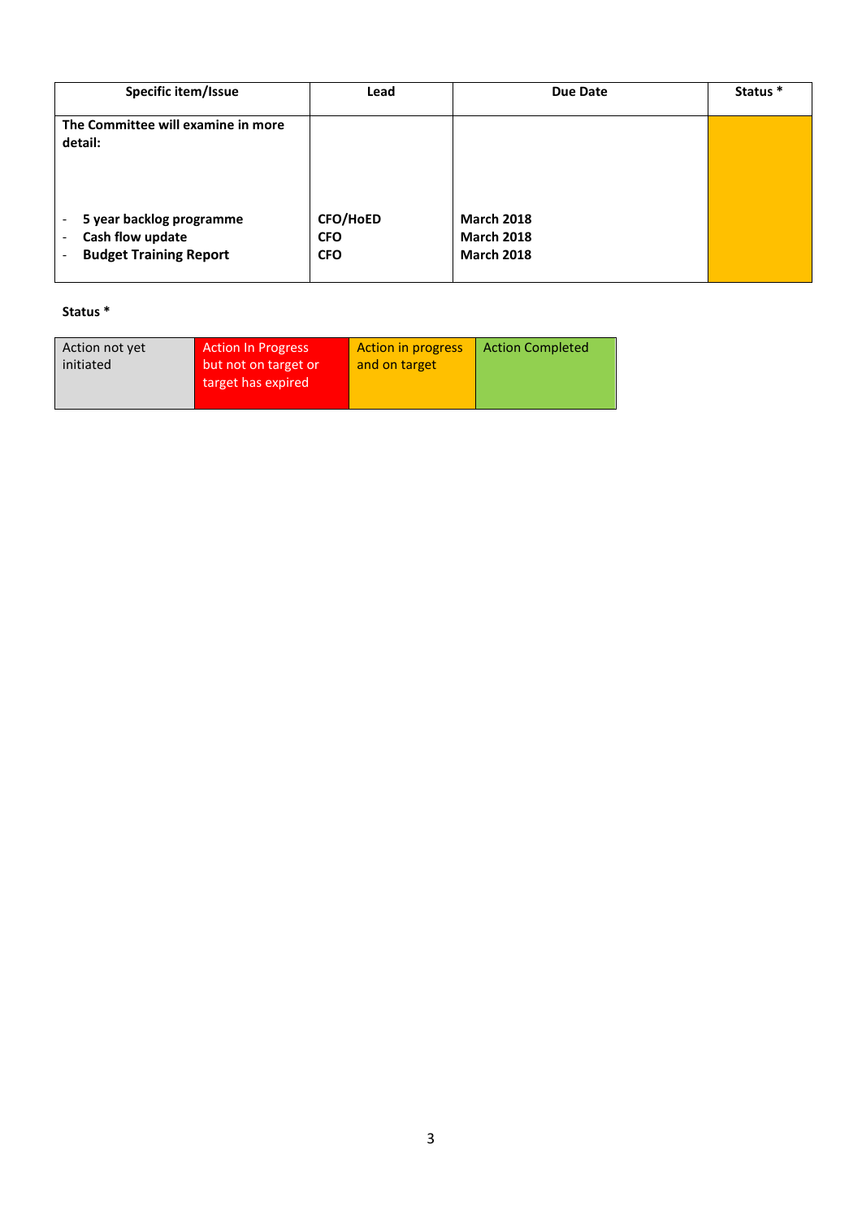| Specific item/Issue | Lead | Due Date | Status * |
|---|---|---|---|
| **The Committee will examine in more detail:**<br><br>- **5 year backlog programme**<br>- **Cash flow update**<br>- **Budget Training Report** | **CFO/HoED**<br>**CFO**<br>**CFO** | **March 2018**<br>**March 2018**<br>**March 2018** | |

**Status ***

| Action not yet initiated | Action In Progress but not on target or target has expired | Action in progress and on target | Action Completed |
|---|---|---|---|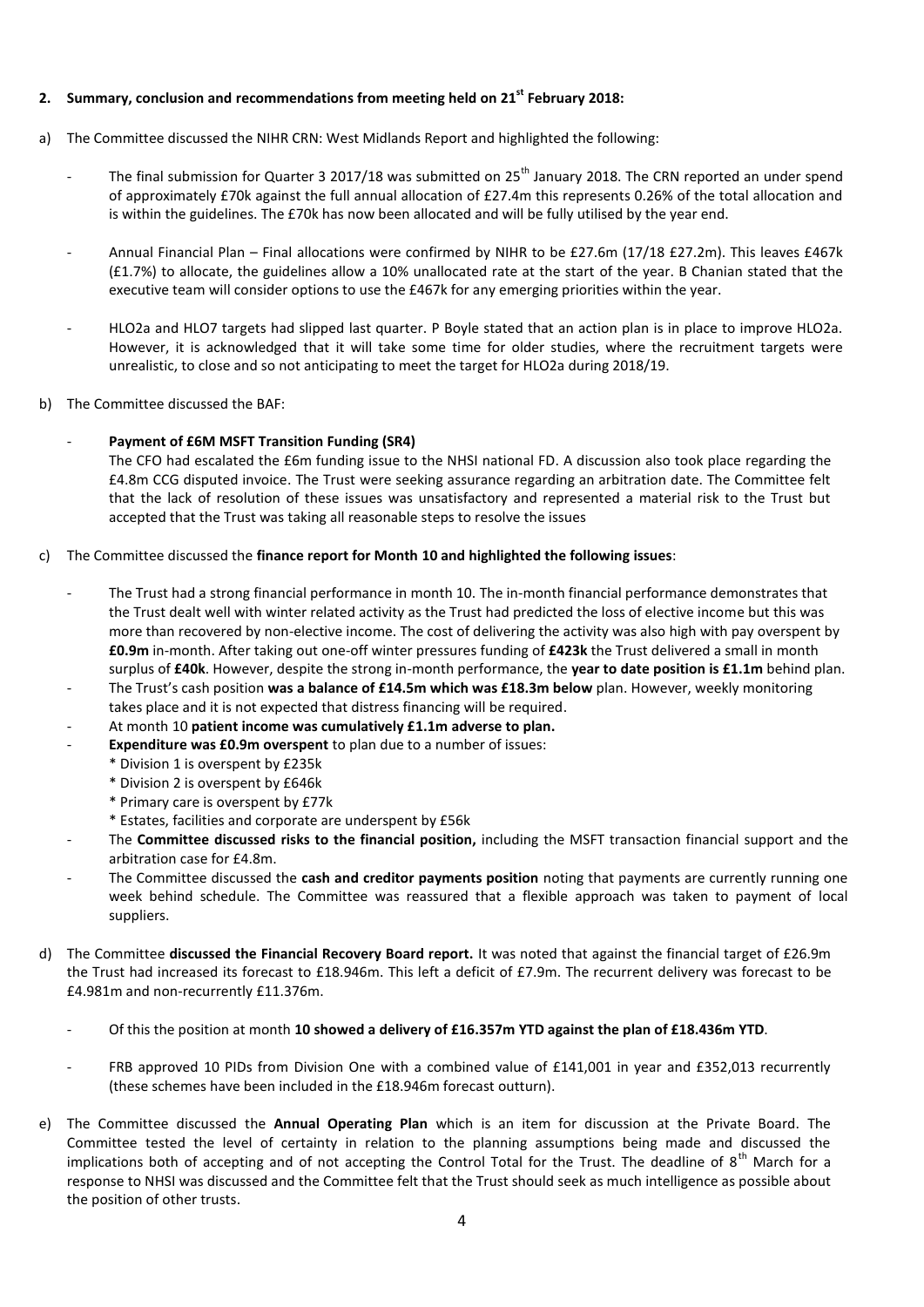## 2. Summary, conclusion and recommendations from meeting held on 21st February 2018:

a) The Committee discussed the NIHR CRN: West Midlands Report and highlighted the following:

- The final submission for Quarter 3 2017/18 was submitted on 25th January 2018. The CRN reported an under spend of approximately £70k against the full annual allocation of £27.4m this represents 0.26% of the total allocation and is within the guidelines. The £70k has now been allocated and will be fully utilised by the year end.

- Annual Financial Plan – Final allocations were confirmed by NIHR to be £27.6m (17/18 £27.2m). This leaves £467k (£1.7%) to allocate, the guidelines allow a 10% unallocated rate at the start of the year. B Chanian stated that the executive team will consider options to use the £467k for any emerging priorities within the year.

- HLO2a and HLO7 targets had slipped last quarter. P Boyle stated that an action plan is in place to improve HLO2a. However, it is acknowledged that it will take some time for older studies, where the recruitment targets were unrealistic, to close and so not anticipating to meet the target for HLO2a during 2018/19.

b) The Committee discussed the BAF:

- **Payment of £6M MSFT Transition Funding (SR4)**
  The CFO had escalated the £6m funding issue to the NHSI national FD. A discussion also took place regarding the £4.8m CCG disputed invoice. The Trust were seeking assurance regarding an arbitration date. The Committee felt that the lack of resolution of these issues was unsatisfactory and represented a material risk to the Trust but accepted that the Trust was taking all reasonable steps to resolve the issues

c) The Committee discussed the **finance report for Month 10 and highlighted the following issues**:

- The Trust had a strong financial performance in month 10. The in-month financial performance demonstrates that the Trust dealt well with winter related activity as the Trust had predicted the loss of elective income but this was more than recovered by non-elective income. The cost of delivering the activity was also high with pay overspent by **£0.9m** in-month. After taking out one-off winter pressures funding of **£423k** the Trust delivered a small in month surplus of **£40k**. However, despite the strong in-month performance, the **year to date position is £1.1m** behind plan.
- The Trust's cash position **was a balance of £14.5m which was £18.3m below** plan. However, weekly monitoring takes place and it is not expected that distress financing will be required.
- At month 10 **patient income was cumulatively £1.1m adverse to plan.**
- **Expenditure was £0.9m overspent** to plan due to a number of issues:
  - Division 1 is overspent by £235k
  - Division 2 is overspent by £646k
  - Primary care is overspent by £77k
  - Estates, facilities and corporate are underspent by £56k
- The **Committee discussed risks to the financial position,** including the MSFT transaction financial support and the arbitration case for £4.8m.
- The Committee discussed the **cash and creditor payments position** noting that payments are currently running one week behind schedule. The Committee was reassured that a flexible approach was taken to payment of local suppliers.

d) The Committee **discussed the Financial Recovery Board report.** It was noted that against the financial target of £26.9m the Trust had increased its forecast to £18.946m. This left a deficit of £7.9m. The recurrent delivery was forecast to be £4.981m and non-recurrently £11.376m.

- Of this the position at month **10 showed a delivery of £16.357m YTD against the plan of £18.436m YTD**.

- FRB approved 10 PIDs from Division One with a combined value of £141,001 in year and £352,013 recurrently (these schemes have been included in the £18.946m forecast outturn).

e) The Committee discussed the **Annual Operating Plan** which is an item for discussion at the Private Board. The Committee tested the level of certainty in relation to the planning assumptions being made and discussed the implications both of accepting and of not accepting the Control Total for the Trust. The deadline of 8th March for a response to NHSI was discussed and the Committee felt that the Trust should seek as much intelligence as possible about the position of other trusts.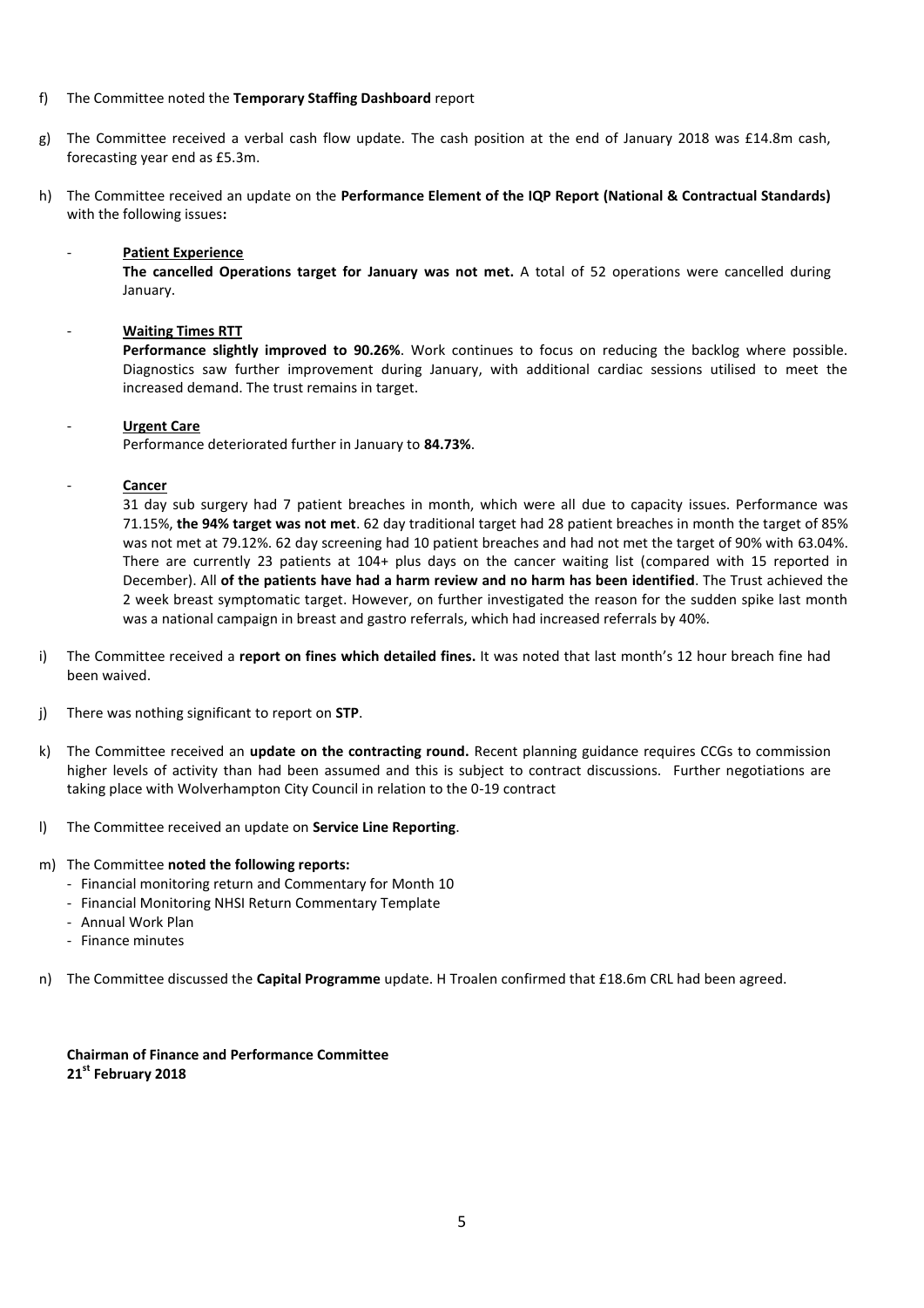f) The Committee noted the **Temporary Staffing Dashboard** report

g) The Committee received a verbal cash flow update. The cash position at the end of January 2018 was £14.8m cash, forecasting year end as £5.3m.

h) The Committee received an update on the **Performance Element of the IQP Report (National & Contractual Standards)** with the following issues**:**

- **Patient Experience**

  **The cancelled Operations target for January was not met.** A total of 52 operations were cancelled during January.

- **Waiting Times RTT**

  **Performance slightly improved to 90.26%**. Work continues to focus on reducing the backlog where possible. Diagnostics saw further improvement during January, with additional cardiac sessions utilised to meet the increased demand. The trust remains in target.

- **Urgent Care**

  Performance deteriorated further in January to **84.73%**.

- **Cancer**

  31 day sub surgery had 7 patient breaches in month, which were all due to capacity issues. Performance was 71.15%, **the 94% target was not met**. 62 day traditional target had 28 patient breaches in month the target of 85% was not met at 79.12%. 62 day screening had 10 patient breaches and had not met the target of 90% with 63.04%. There are currently 23 patients at 104+ plus days on the cancer waiting list (compared with 15 reported in December). All **of the patients have had a harm review and no harm has been identified**. The Trust achieved the 2 week breast symptomatic target. However, on further investigated the reason for the sudden spike last month was a national campaign in breast and gastro referrals, which had increased referrals by 40%.

i) The Committee received a **report on fines which detailed fines.** It was noted that last month's 12 hour breach fine had been waived.

j) There was nothing significant to report on **STP**.

k) The Committee received an **update on the contracting round.** Recent planning guidance requires CCGs to commission higher levels of activity than had been assumed and this is subject to contract discussions. Further negotiations are taking place with Wolverhampton City Council in relation to the 0-19 contract

l) The Committee received an update on **Service Line Reporting**.

m) The Committee **noted the following reports:**
   - Financial monitoring return and Commentary for Month 10
   - Financial Monitoring NHSI Return Commentary Template
   - Annual Work Plan
   - Finance minutes

n) The Committee discussed the **Capital Programme** update. H Troalen confirmed that £18.6m CRL had been agreed.

**Chairman of Finance and Performance Committee**
**21st February 2018**